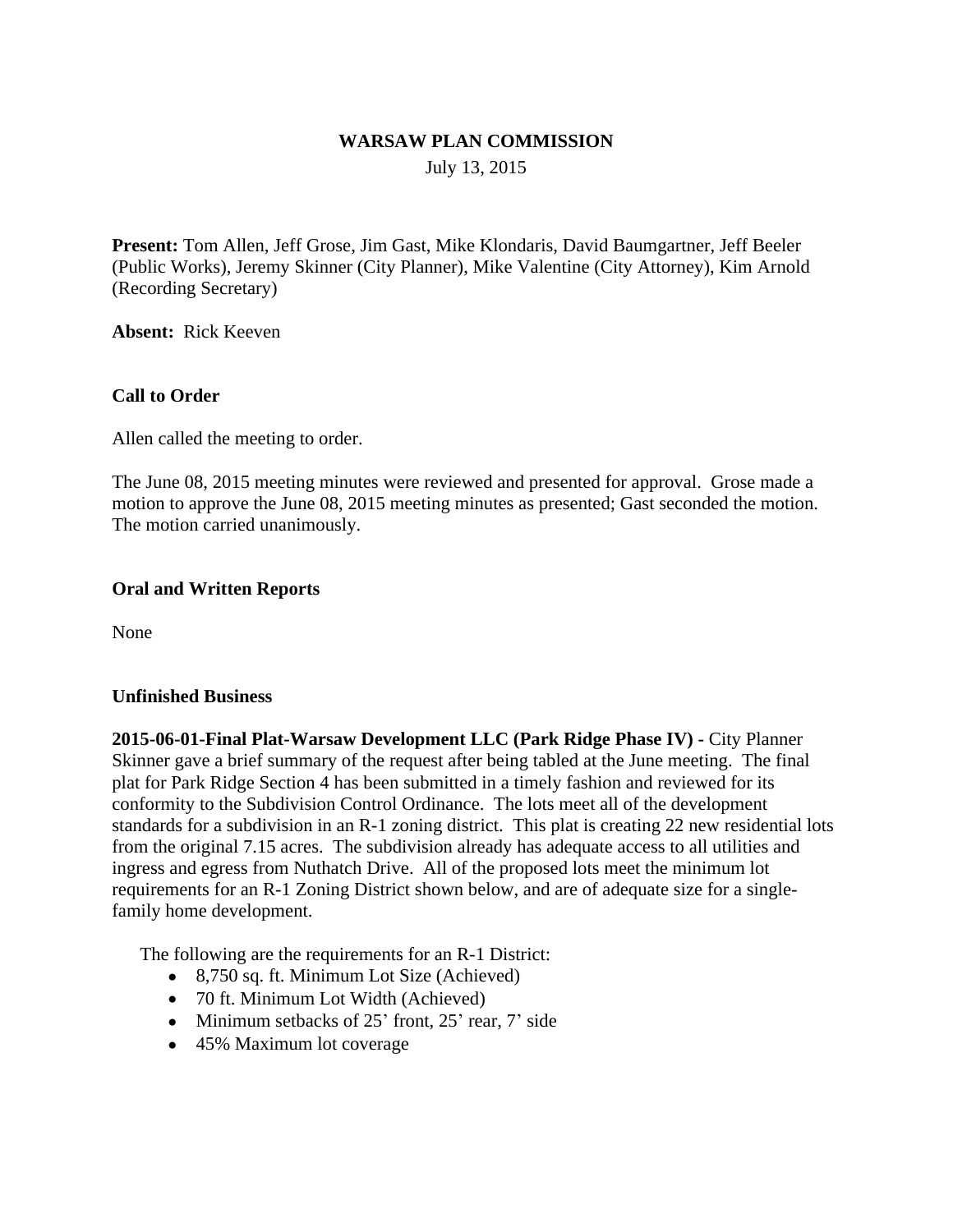**WARSAW PLAN COMMISSION**

July 13, 2015

**Present:** Tom Allen, Jeff Grose, Jim Gast, Mike Klondaris, David Baumgartner, Jeff Beeler (Public Works), Jeremy Skinner (City Planner), Mike Valentine (City Attorney), Kim Arnold (Recording Secretary)

**Absent:** Rick Keeven

**Call to Order**

Allen called the meeting to order.

The June 08, 2015 meeting minutes were reviewed and presented for approval. Grose made a motion to approve the June 08, 2015 meeting minutes as presented; Gast seconded the motion. The motion carried unanimously.

**Oral and Written Reports**

None

**Unfinished Business**

**2015-06-01-Final Plat-Warsaw Development LLC (Park Ridge Phase IV) -** City Planner Skinner gave a brief summary of the request after being tabled at the June meeting. The final plat for Park Ridge Section 4 has been submitted in a timely fashion and reviewed for its conformity to the Subdivision Control Ordinance. The lots meet all of the development standards for a subdivision in an R-1 zoning district. This plat is creating 22 new residential lots from the original 7.15 acres. The subdivision already has adequate access to all utilities and ingress and egress from Nuthatch Drive. All of the proposed lots meet the minimum lot requirements for an R-1 Zoning District shown below, and are of adequate size for a single-family home development.

The following are the requirements for an R-1 District:

- 8,750 sq. ft. Minimum Lot Size (Achieved)
- 70 ft. Minimum Lot Width (Achieved)
- Minimum setbacks of 25' front, 25' rear, 7' side
- 45% Maximum lot coverage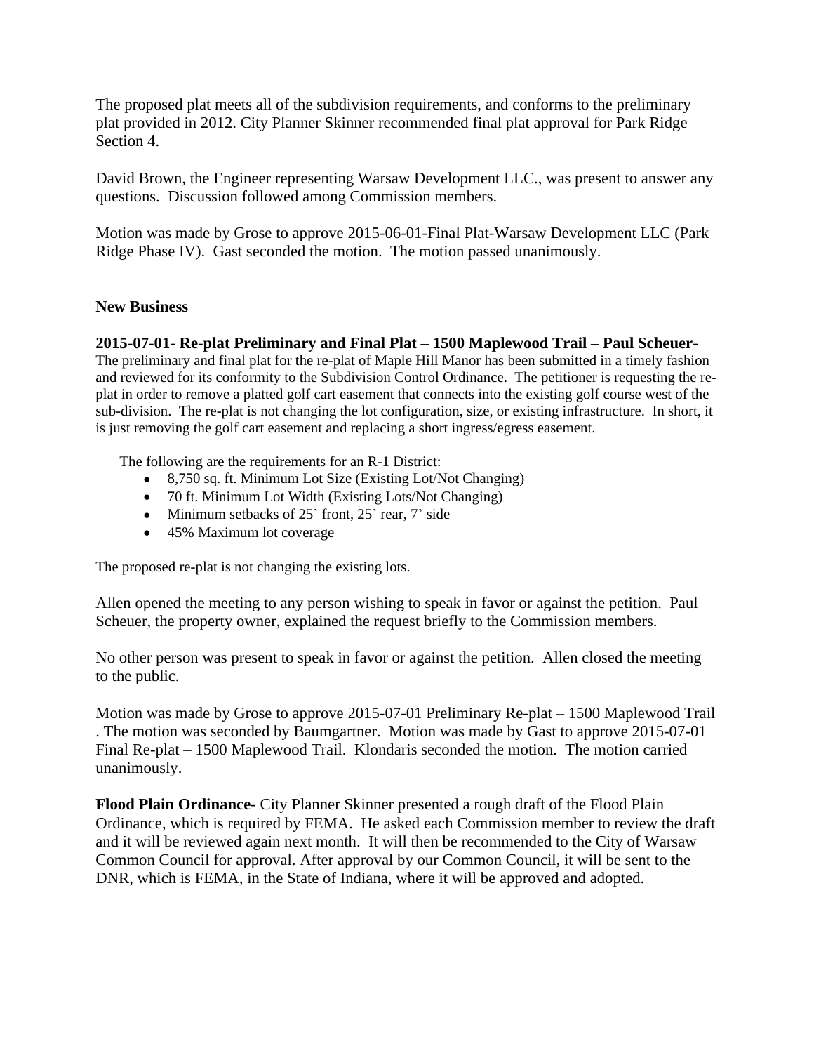The proposed plat meets all of the subdivision requirements, and conforms to the preliminary plat provided in 2012. City Planner Skinner recommended final plat approval for Park Ridge Section 4.

David Brown, the Engineer representing Warsaw Development LLC., was present to answer any questions. Discussion followed among Commission members.

Motion was made by Grose to approve 2015-06-01-Final Plat-Warsaw Development LLC (Park Ridge Phase IV). Gast seconded the motion. The motion passed unanimously.

**New Business**

**2015-07-01- Re-plat Preliminary and Final Plat – 1500 Maplewood Trail – Paul Scheuer-** The preliminary and final plat for the re-plat of Maple Hill Manor has been submitted in a timely fashion and reviewed for its conformity to the Subdivision Control Ordinance. The petitioner is requesting the re-plat in order to remove a platted golf cart easement that connects into the existing golf course west of the sub-division. The re-plat is not changing the lot configuration, size, or existing infrastructure. In short, it is just removing the golf cart easement and replacing a short ingress/egress easement.

The following are the requirements for an R-1 District:

- 8,750 sq. ft. Minimum Lot Size (Existing Lot/Not Changing)
- 70 ft. Minimum Lot Width (Existing Lots/Not Changing)
- Minimum setbacks of 25' front, 25' rear, 7' side
- 45% Maximum lot coverage

The proposed re-plat is not changing the existing lots.

Allen opened the meeting to any person wishing to speak in favor or against the petition. Paul Scheuer, the property owner, explained the request briefly to the Commission members.

No other person was present to speak in favor or against the petition. Allen closed the meeting to the public.

Motion was made by Grose to approve 2015-07-01 Preliminary Re-plat – 1500 Maplewood Trail . The motion was seconded by Baumgartner. Motion was made by Gast to approve 2015-07-01 Final Re-plat – 1500 Maplewood Trail. Klondaris seconded the motion. The motion carried unanimously.

**Flood Plain Ordinance**- City Planner Skinner presented a rough draft of the Flood Plain Ordinance, which is required by FEMA. He asked each Commission member to review the draft and it will be reviewed again next month. It will then be recommended to the City of Warsaw Common Council for approval. After approval by our Common Council, it will be sent to the DNR, which is FEMA, in the State of Indiana, where it will be approved and adopted.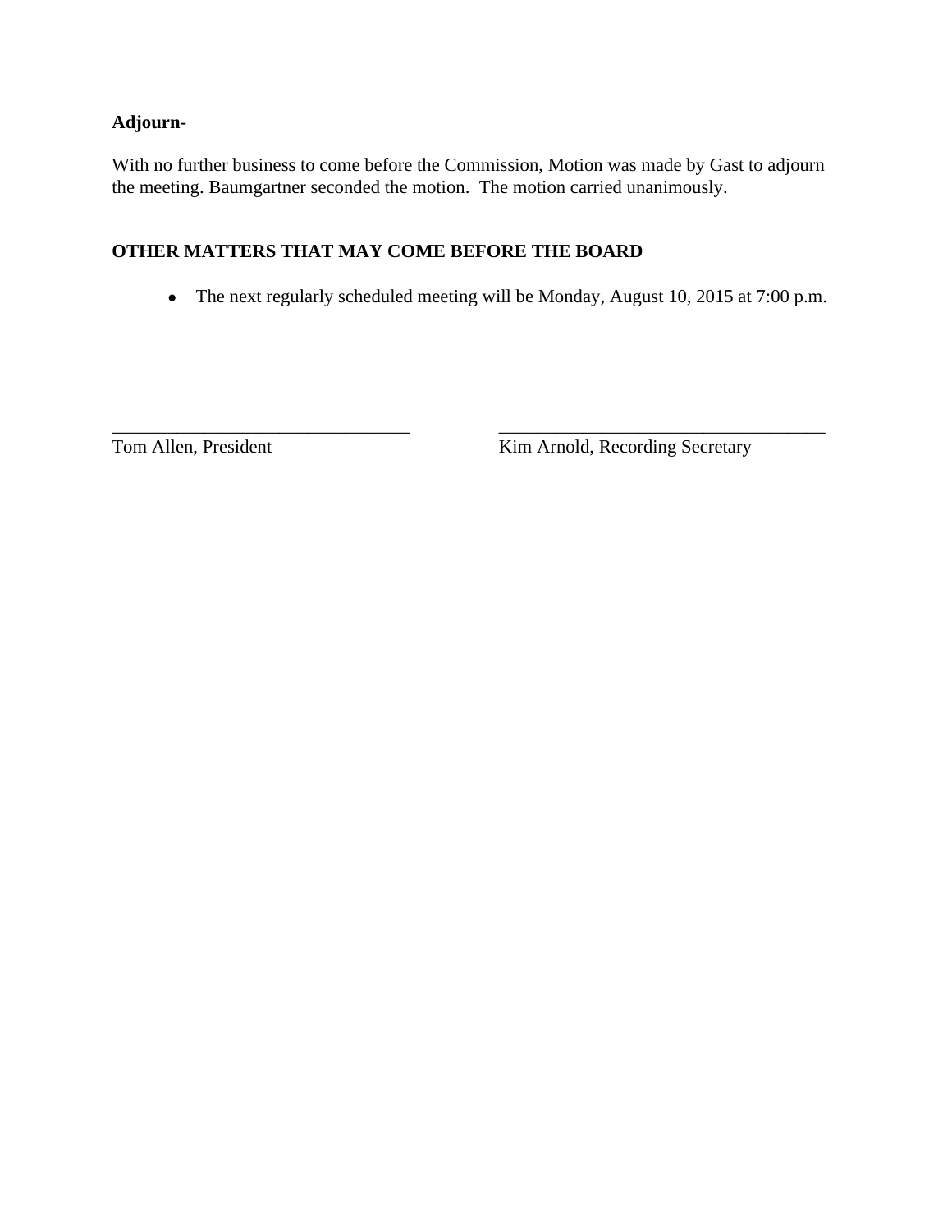**Adjourn-**

With no further business to come before the Commission, Motion was made by Gast to adjourn the meeting. Baumgartner seconded the motion. The motion carried unanimously.

**OTHER MATTERS THAT MAY COME BEFORE THE BOARD**

- The next regularly scheduled meeting will be Monday, August 10, 2015 at 7:00 p.m.

_______________________________ 
Tom Allen, President

_________________________________ 
Kim Arnold, Recording Secretary